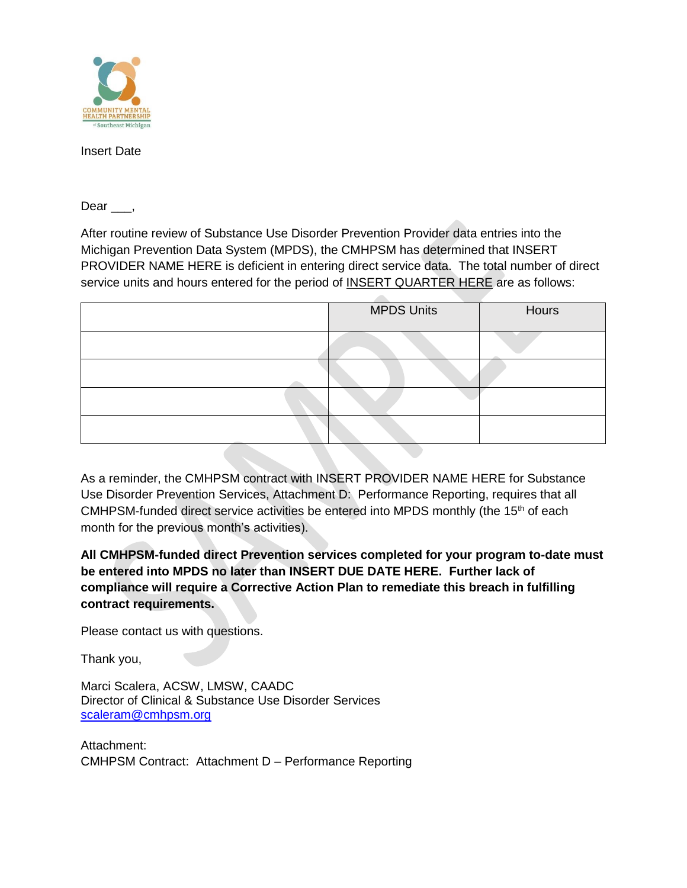COMMUNITY MENTAL HEALTH PARTNERSHIP of Southeast Michigan

Insert Date

Dear ___,

After routine review of Substance Use Disorder Prevention Provider data entries into the Michigan Prevention Data System (MPDS), the CMHPSM has determined that INSERT PROVIDER NAME HERE is deficient in entering direct service data. The total number of direct service units and hours entered for the period of INSERT QUARTER HERE are as follows:

| | MPDS Units | Hours |
|---|---|---|
| | | |
| | | |
| | | |
| | | |

As a reminder, the CMHPSM contract with INSERT PROVIDER NAME HERE for Substance Use Disorder Prevention Services, Attachment D: Performance Reporting, requires that all CMHPSM-funded direct service activities be entered into MPDS monthly (the 15th of each month for the previous month's activities).

**All CMHPSM-funded direct Prevention services completed for your program to-date must be entered into MPDS no later than INSERT DUE DATE HERE. Further lack of compliance will require a Corrective Action Plan to remediate this breach in fulfilling contract requirements.**

Please contact us with questions.

Thank you,

Marci Scalera, ACSW, LMSW, CAADC
Director of Clinical & Substance Use Disorder Services
scaleram@cmhpsm.org

Attachment:
CMHPSM Contract: Attachment D – Performance Reporting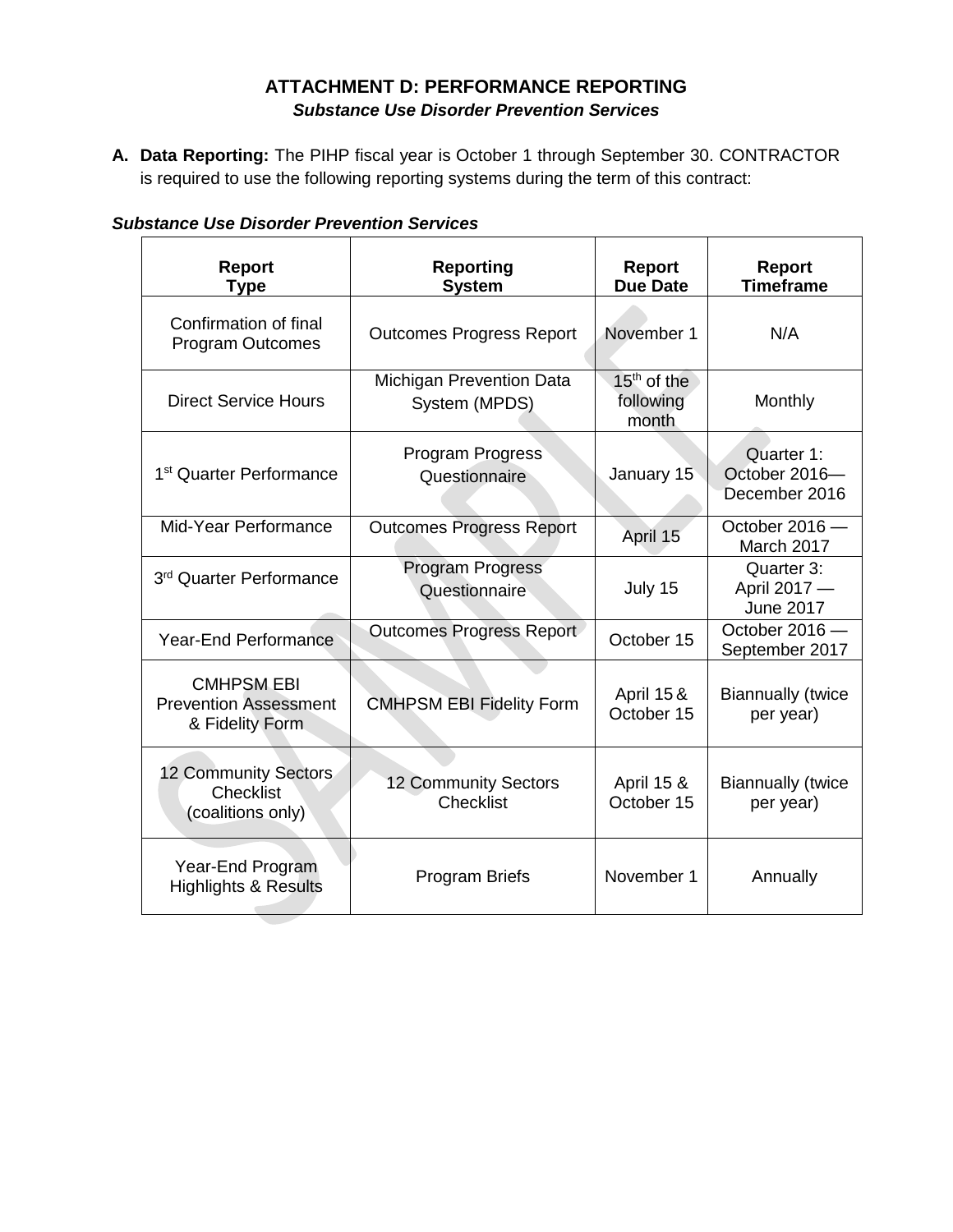# ATTACHMENT D: PERFORMANCE REPORTING

***Substance Use Disorder Prevention Services***

**A. Data Reporting:** The PIHP fiscal year is October 1 through September 30. CONTRACTOR is required to use the following reporting systems during the term of this contract:

***Substance Use Disorder Prevention Services***

| Report Type | Reporting System | Report Due Date | Report Timeframe |
|---|---|---|---|
| Confirmation of final Program Outcomes | Outcomes Progress Report | November 1 | N/A |
| Direct Service Hours | Michigan Prevention Data System (MPDS) | 15th of the following month | Monthly |
| 1st Quarter Performance | Program Progress Questionnaire | January 15 | Quarter 1: October 2016—December 2016 |
| Mid-Year Performance | Outcomes Progress Report | April 15 | October 2016 — March 2017 |
| 3rd Quarter Performance | Program Progress Questionnaire | July 15 | Quarter 3: April 2017 — June 2017 |
| Year-End Performance | Outcomes Progress Report | October 15 | October 2016 — September 2017 |
| CMHPSM EBI Prevention Assessment & Fidelity Form | CMHPSM EBI Fidelity Form | April 15 & October 15 | Biannually (twice per year) |
| 12 Community Sectors Checklist (coalitions only) | 12 Community Sectors Checklist | April 15 & October 15 | Biannually (twice per year) |
| Year-End Program Highlights & Results | Program Briefs | November 1 | Annually |